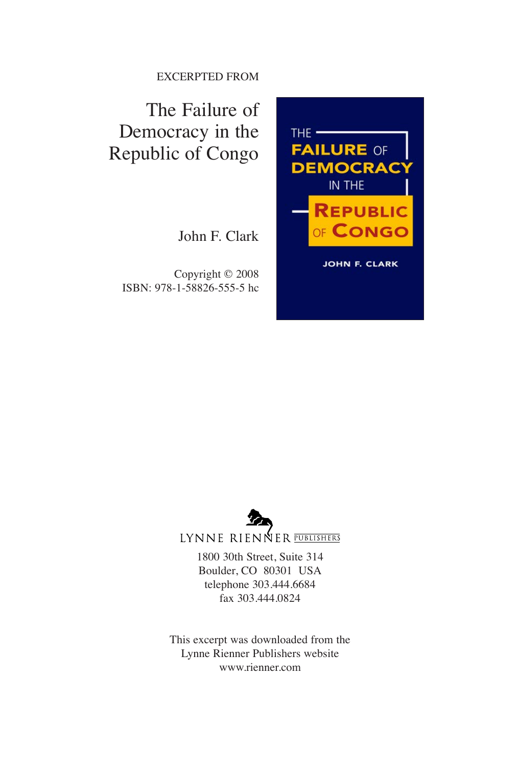EXCERPTED FROM

# The Failure of Democracy in the Republic of Congo

John F. Clark

Copyright © 2008
ISBN: 978-1-58826-555-5 hc

LYNNE RIENNER PUBLISHERS

1800 30th Street, Suite 314
Boulder, CO 80301 USA
telephone 303.444.6684
fax 303.444.0824

This excerpt was downloaded from the
Lynne Rienner Publishers website
www.rienner.com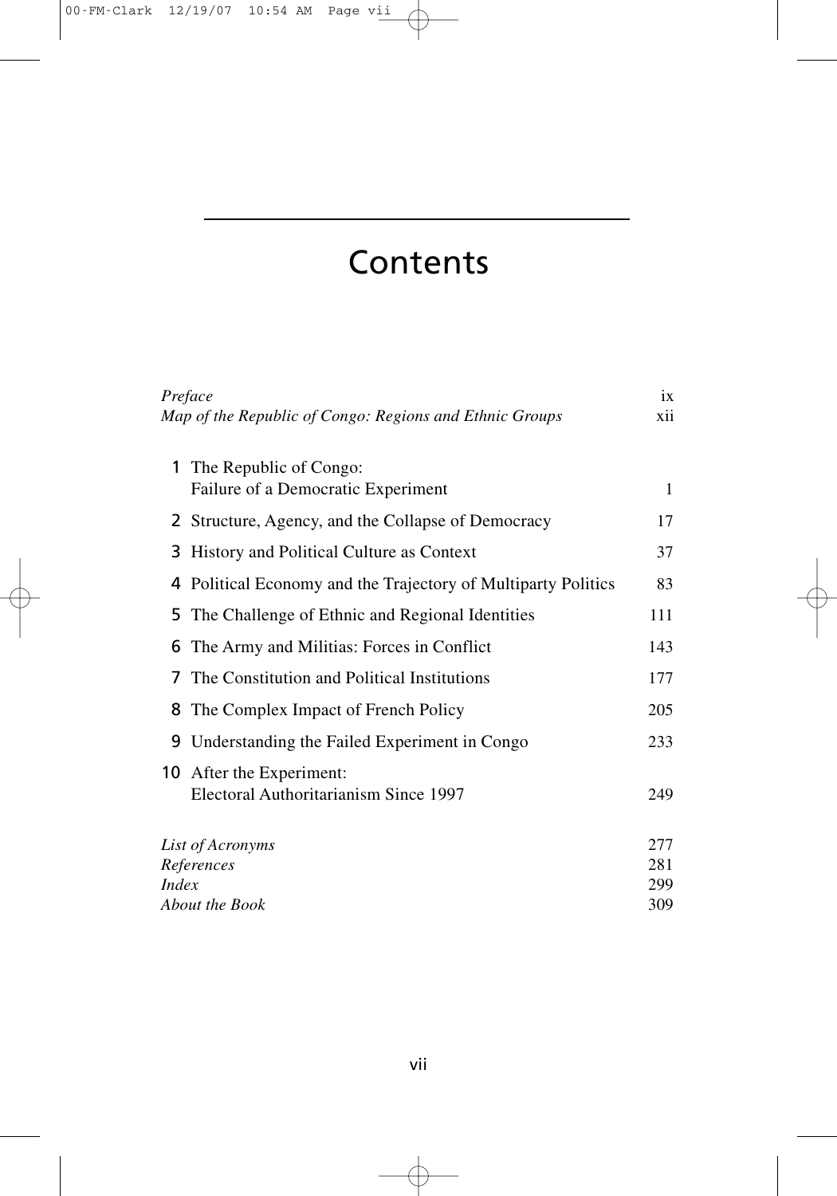# Contents

| | |
|---|---|
| *Preface* | ix |
| *Map of the Republic of Congo: Regions and Ethnic Groups* | xii |
| **1** The Republic of Congo: Failure of a Democratic Experiment | 1 |
| **2** Structure, Agency, and the Collapse of Democracy | 17 |
| **3** History and Political Culture as Context | 37 |
| **4** Political Economy and the Trajectory of Multiparty Politics | 83 |
| **5** The Challenge of Ethnic and Regional Identities | 111 |
| **6** The Army and Militias: Forces in Conflict | 143 |
| **7** The Constitution and Political Institutions | 177 |
| **8** The Complex Impact of French Policy | 205 |
| **9** Understanding the Failed Experiment in Congo | 233 |
| **10** After the Experiment: Electoral Authoritarianism Since 1997 | 249 |
| *List of Acronyms* | 277 |
| *References* | 281 |
| *Index* | 299 |
| *About the Book* | 309 |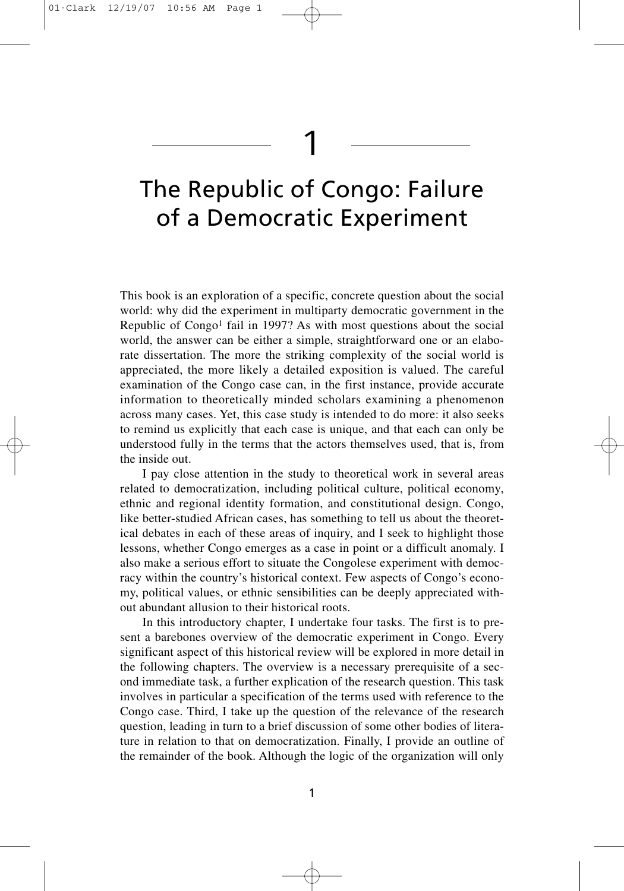// 1

# The Republic of Congo: Failure of a Democratic Experiment

This book is an exploration of a specific, concrete question about the social world: why did the experiment in multiparty democratic government in the Republic of Congo[1] fail in 1997? As with most questions about the social world, the answer can be either a simple, straightforward one or an elaborate dissertation. The more the striking complexity of the social world is appreciated, the more likely a detailed exposition is valued. The careful examination of the Congo case can, in the first instance, provide accurate information to theoretically minded scholars examining a phenomenon across many cases. Yet, this case study is intended to do more: it also seeks to remind us explicitly that each case is unique, and that each can only be understood fully in the terms that the actors themselves used, that is, from the inside out.

I pay close attention in the study to theoretical work in several areas related to democratization, including political culture, political economy, ethnic and regional identity formation, and constitutional design. Congo, like better-studied African cases, has something to tell us about the theoretical debates in each of these areas of inquiry, and I seek to highlight those lessons, whether Congo emerges as a case in point or a difficult anomaly. I also make a serious effort to situate the Congolese experiment with democracy within the country's historical context. Few aspects of Congo's economy, political values, or ethnic sensibilities can be deeply appreciated without abundant allusion to their historical roots.

In this introductory chapter, I undertake four tasks. The first is to present a barebones overview of the democratic experiment in Congo. Every significant aspect of this historical review will be explored in more detail in the following chapters. The overview is a necessary prerequisite of a second immediate task, a further explication of the research question. This task involves in particular a specification of the terms used with reference to the Congo case. Third, I take up the question of the relevance of the research question, leading in turn to a brief discussion of some other bodies of literature in relation to that on democratization. Finally, I provide an outline of the remainder of the book. Although the logic of the organization will only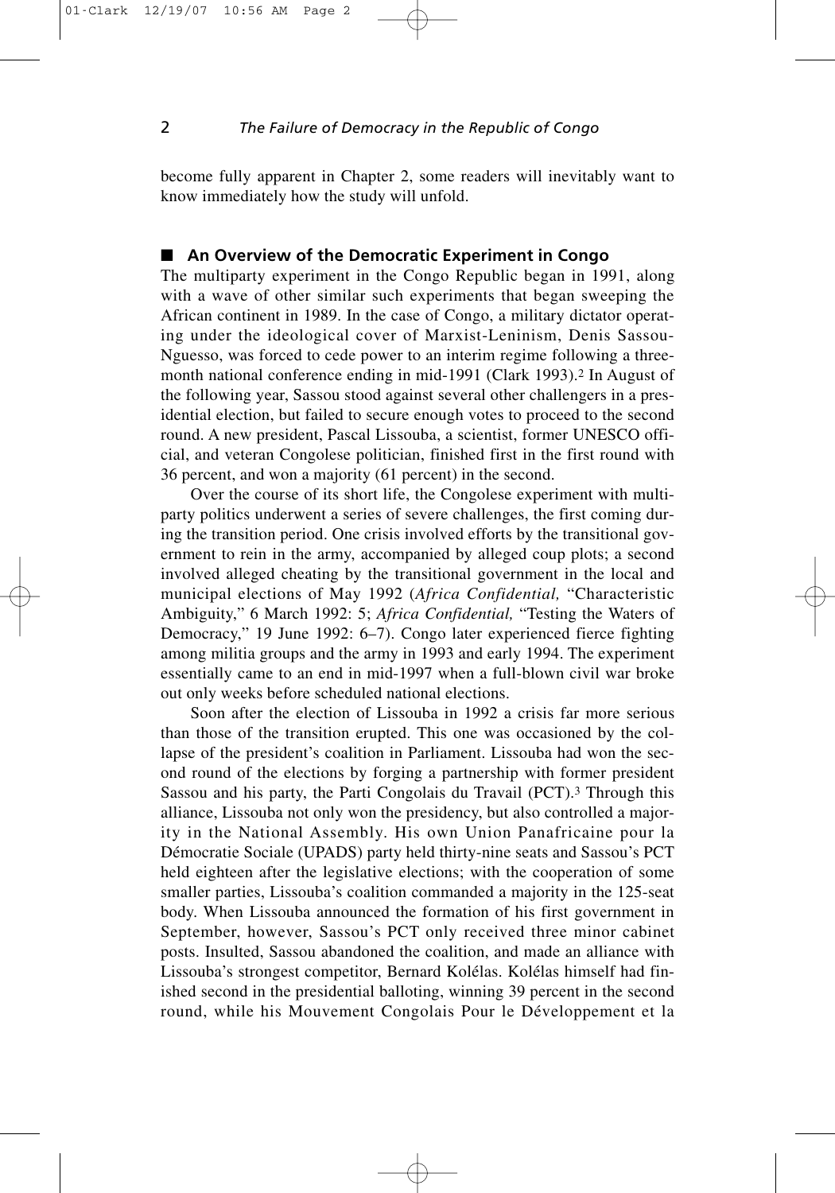become fully apparent in Chapter 2, some readers will inevitably want to know immediately how the study will unfold.

## ■ An Overview of the Democratic Experiment in Congo

The multiparty experiment in the Congo Republic began in 1991, along with a wave of other similar such experiments that began sweeping the African continent in 1989. In the case of Congo, a military dictator operating under the ideological cover of Marxist-Leninism, Denis Sassou-Nguesso, was forced to cede power to an interim regime following a three-month national conference ending in mid-1991 (Clark 1993).[2] In August of the following year, Sassou stood against several other challengers in a presidential election, but failed to secure enough votes to proceed to the second round. A new president, Pascal Lissouba, a scientist, former UNESCO official, and veteran Congolese politician, finished first in the first round with 36 percent, and won a majority (61 percent) in the second.

Over the course of its short life, the Congolese experiment with multiparty politics underwent a series of severe challenges, the first coming during the transition period. One crisis involved efforts by the transitional government to rein in the army, accompanied by alleged coup plots; a second involved alleged cheating by the transitional government in the local and municipal elections of May 1992 (*Africa Confidential,* "Characteristic Ambiguity," 6 March 1992: 5; *Africa Confidential,* "Testing the Waters of Democracy," 19 June 1992: 6–7). Congo later experienced fierce fighting among militia groups and the army in 1993 and early 1994. The experiment essentially came to an end in mid-1997 when a full-blown civil war broke out only weeks before scheduled national elections.

Soon after the election of Lissouba in 1992 a crisis far more serious than those of the transition erupted. This one was occasioned by the collapse of the president's coalition in Parliament. Lissouba had won the second round of the elections by forging a partnership with former president Sassou and his party, the Parti Congolais du Travail (PCT).[3] Through this alliance, Lissouba not only won the presidency, but also controlled a majority in the National Assembly. His own Union Panafricaine pour la Démocratie Sociale (UPADS) party held thirty-nine seats and Sassou's PCT held eighteen after the legislative elections; with the cooperation of some smaller parties, Lissouba's coalition commanded a majority in the 125-seat body. When Lissouba announced the formation of his first government in September, however, Sassou's PCT only received three minor cabinet posts. Insulted, Sassou abandoned the coalition, and made an alliance with Lissouba's strongest competitor, Bernard Kolélas. Kolélas himself had finished second in the presidential balloting, winning 39 percent in the second round, while his Mouvement Congolais Pour le Développement et la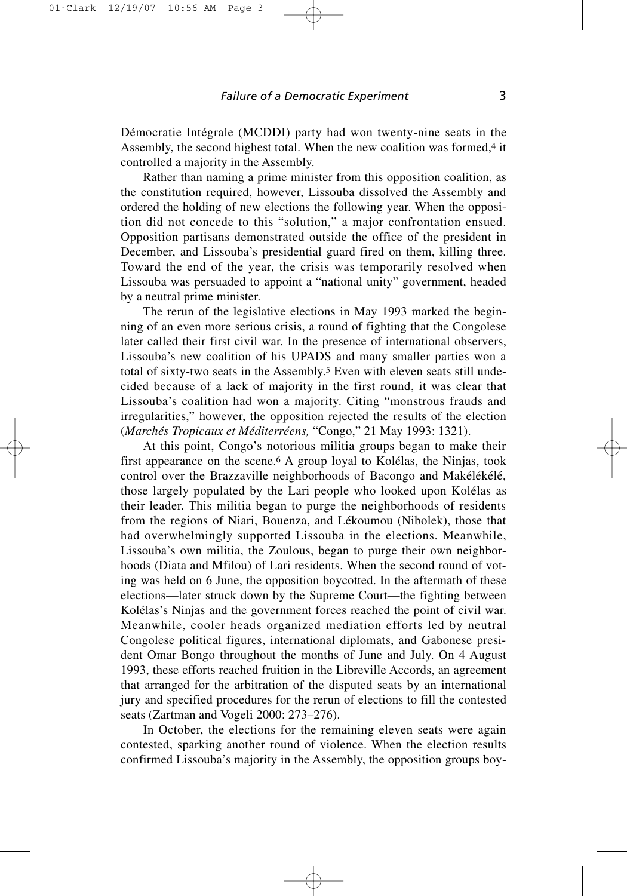Démocratie Intégrale (MCDDI) party had won twenty-nine seats in the Assembly, the second highest total. When the new coalition was formed,[4] it controlled a majority in the Assembly.

Rather than naming a prime minister from this opposition coalition, as the constitution required, however, Lissouba dissolved the Assembly and ordered the holding of new elections the following year. When the opposition did not concede to this "solution," a major confrontation ensued. Opposition partisans demonstrated outside the office of the president in December, and Lissouba's presidential guard fired on them, killing three. Toward the end of the year, the crisis was temporarily resolved when Lissouba was persuaded to appoint a "national unity" government, headed by a neutral prime minister.

The rerun of the legislative elections in May 1993 marked the beginning of an even more serious crisis, a round of fighting that the Congolese later called their first civil war. In the presence of international observers, Lissouba's new coalition of his UPADS and many smaller parties won a total of sixty-two seats in the Assembly.[5] Even with eleven seats still undecided because of a lack of majority in the first round, it was clear that Lissouba's coalition had won a majority. Citing "monstrous frauds and irregularities," however, the opposition rejected the results of the election (*Marchés Tropicaux et Méditerréens,* "Congo," 21 May 1993: 1321).

At this point, Congo's notorious militia groups began to make their first appearance on the scene.[6] A group loyal to Kolélas, the Ninjas, took control over the Brazzaville neighborhoods of Bacongo and Makélékélé, those largely populated by the Lari people who looked upon Kolélas as their leader. This militia began to purge the neighborhoods of residents from the regions of Niari, Bouenza, and Lékoumou (Nibolek), those that had overwhelmingly supported Lissouba in the elections. Meanwhile, Lissouba's own militia, the Zoulous, began to purge their own neighborhoods (Diata and Mfilou) of Lari residents. When the second round of voting was held on 6 June, the opposition boycotted. In the aftermath of these elections—later struck down by the Supreme Court—the fighting between Kolélas's Ninjas and the government forces reached the point of civil war. Meanwhile, cooler heads organized mediation efforts led by neutral Congolese political figures, international diplomats, and Gabonese president Omar Bongo throughout the months of June and July. On 4 August 1993, these efforts reached fruition in the Libreville Accords, an agreement that arranged for the arbitration of the disputed seats by an international jury and specified procedures for the rerun of elections to fill the contested seats (Zartman and Vogeli 2000: 273–276).

In October, the elections for the remaining eleven seats were again contested, sparking another round of violence. When the election results confirmed Lissouba's majority in the Assembly, the opposition groups boy-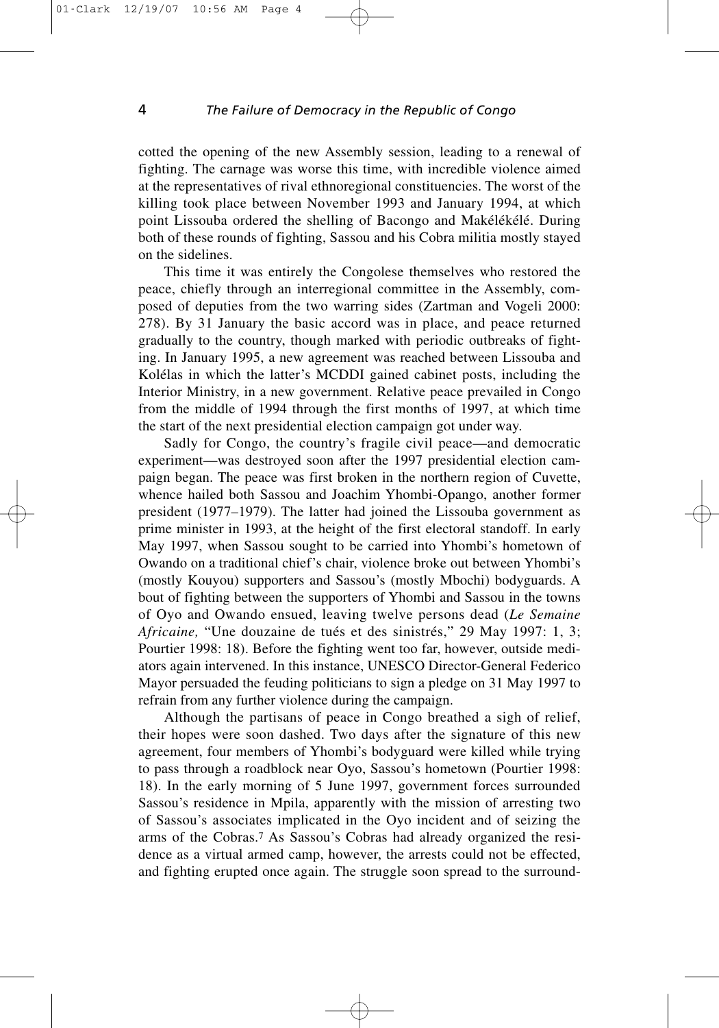cotted the opening of the new Assembly session, leading to a renewal of fighting. The carnage was worse this time, with incredible violence aimed at the representatives of rival ethnoregional constituencies. The worst of the killing took place between November 1993 and January 1994, at which point Lissouba ordered the shelling of Bacongo and Makélékélé. During both of these rounds of fighting, Sassou and his Cobra militia mostly stayed on the sidelines.

This time it was entirely the Congolese themselves who restored the peace, chiefly through an interregional committee in the Assembly, composed of deputies from the two warring sides (Zartman and Vogeli 2000: 278). By 31 January the basic accord was in place, and peace returned gradually to the country, though marked with periodic outbreaks of fighting. In January 1995, a new agreement was reached between Lissouba and Kolélas in which the latter's MCDDI gained cabinet posts, including the Interior Ministry, in a new government. Relative peace prevailed in Congo from the middle of 1994 through the first months of 1997, at which time the start of the next presidential election campaign got under way.

Sadly for Congo, the country's fragile civil peace—and democratic experiment—was destroyed soon after the 1997 presidential election campaign began. The peace was first broken in the northern region of Cuvette, whence hailed both Sassou and Joachim Yhombi-Opango, another former president (1977–1979). The latter had joined the Lissouba government as prime minister in 1993, at the height of the first electoral standoff. In early May 1997, when Sassou sought to be carried into Yhombi's hometown of Owando on a traditional chief's chair, violence broke out between Yhombi's (mostly Kouyou) supporters and Sassou's (mostly Mbochi) bodyguards. A bout of fighting between the supporters of Yhombi and Sassou in the towns of Oyo and Owando ensued, leaving twelve persons dead (*Le Semaine Africaine,* "Une douzaine de tués et des sinistrés," 29 May 1997: 1, 3; Pourtier 1998: 18). Before the fighting went too far, however, outside mediators again intervened. In this instance, UNESCO Director-General Federico Mayor persuaded the feuding politicians to sign a pledge on 31 May 1997 to refrain from any further violence during the campaign.

Although the partisans of peace in Congo breathed a sigh of relief, their hopes were soon dashed. Two days after the signature of this new agreement, four members of Yhombi's bodyguard were killed while trying to pass through a roadblock near Oyo, Sassou's hometown (Pourtier 1998: 18). In the early morning of 5 June 1997, government forces surrounded Sassou's residence in Mpila, apparently with the mission of arresting two of Sassou's associates implicated in the Oyo incident and of seizing the arms of the Cobras.[7] As Sassou's Cobras had already organized the residence as a virtual armed camp, however, the arrests could not be effected, and fighting erupted once again. The struggle soon spread to the surround-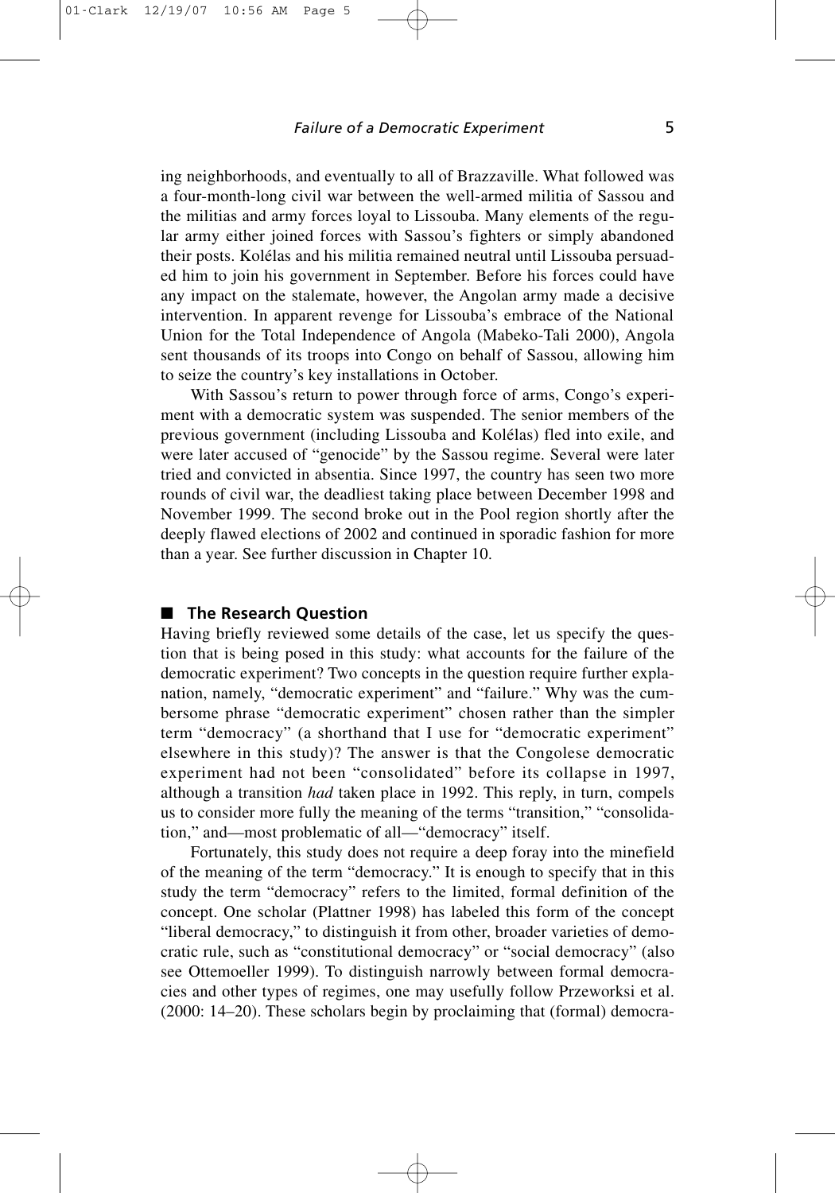ing neighborhoods, and eventually to all of Brazzaville. What followed was a four-month-long civil war between the well-armed militia of Sassou and the militias and army forces loyal to Lissouba. Many elements of the regular army either joined forces with Sassou's fighters or simply abandoned their posts. Kolélas and his militia remained neutral until Lissouba persuaded him to join his government in September. Before his forces could have any impact on the stalemate, however, the Angolan army made a decisive intervention. In apparent revenge for Lissouba's embrace of the National Union for the Total Independence of Angola (Mabeko-Tali 2000), Angola sent thousands of its troops into Congo on behalf of Sassou, allowing him to seize the country's key installations in October.

With Sassou's return to power through force of arms, Congo's experiment with a democratic system was suspended. The senior members of the previous government (including Lissouba and Kolélas) fled into exile, and were later accused of "genocide" by the Sassou regime. Several were later tried and convicted in absentia. Since 1997, the country has seen two more rounds of civil war, the deadliest taking place between December 1998 and November 1999. The second broke out in the Pool region shortly after the deeply flawed elections of 2002 and continued in sporadic fashion for more than a year. See further discussion in Chapter 10.

## The Research Question

Having briefly reviewed some details of the case, let us specify the question that is being posed in this study: what accounts for the failure of the democratic experiment? Two concepts in the question require further explanation, namely, "democratic experiment" and "failure." Why was the cumbersome phrase "democratic experiment" chosen rather than the simpler term "democracy" (a shorthand that I use for "democratic experiment" elsewhere in this study)? The answer is that the Congolese democratic experiment had not been "consolidated" before its collapse in 1997, although a transition *had* taken place in 1992. This reply, in turn, compels us to consider more fully the meaning of the terms "transition," "consolidation," and—most problematic of all—"democracy" itself.

Fortunately, this study does not require a deep foray into the minefield of the meaning of the term "democracy." It is enough to specify that in this study the term "democracy" refers to the limited, formal definition of the concept. One scholar (Plattner 1998) has labeled this form of the concept "liberal democracy," to distinguish it from other, broader varieties of democratic rule, such as "constitutional democracy" or "social democracy" (also see Ottemoeller 1999). To distinguish narrowly between formal democracies and other types of regimes, one may usefully follow Przeworksi et al. (2000: 14–20). These scholars begin by proclaiming that (formal) democra-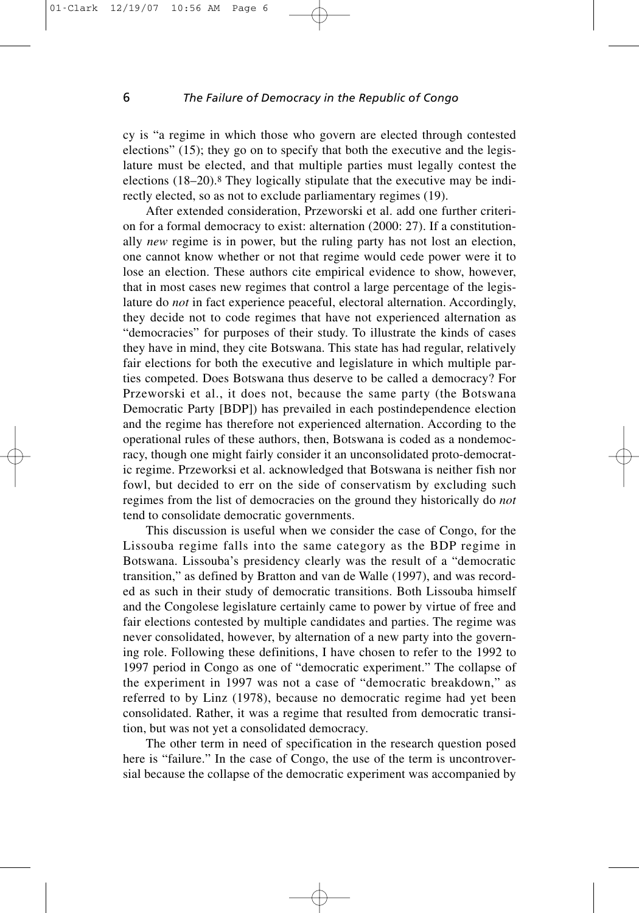cy is "a regime in which those who govern are elected through contested elections" (15); they go on to specify that both the executive and the legislature must be elected, and that multiple parties must legally contest the elections (18–20).[8] They logically stipulate that the executive may be indirectly elected, so as not to exclude parliamentary regimes (19).

After extended consideration, Przeworski et al. add one further criterion for a formal democracy to exist: alternation (2000: 27). If a constitutionally *new* regime is in power, but the ruling party has not lost an election, one cannot know whether or not that regime would cede power were it to lose an election. These authors cite empirical evidence to show, however, that in most cases new regimes that control a large percentage of the legislature do *not* in fact experience peaceful, electoral alternation. Accordingly, they decide not to code regimes that have not experienced alternation as "democracies" for purposes of their study. To illustrate the kinds of cases they have in mind, they cite Botswana. This state has had regular, relatively fair elections for both the executive and legislature in which multiple parties competed. Does Botswana thus deserve to be called a democracy? For Przeworski et al., it does not, because the same party (the Botswana Democratic Party [BDP]) has prevailed in each postindependence election and the regime has therefore not experienced alternation. According to the operational rules of these authors, then, Botswana is coded as a nondemocracy, though one might fairly consider it an unconsolidated proto-democratic regime. Przeworksi et al. acknowledged that Botswana is neither fish nor fowl, but decided to err on the side of conservatism by excluding such regimes from the list of democracies on the ground they historically do *not* tend to consolidate democratic governments.

This discussion is useful when we consider the case of Congo, for the Lissouba regime falls into the same category as the BDP regime in Botswana. Lissouba's presidency clearly was the result of a "democratic transition," as defined by Bratton and van de Walle (1997), and was recorded as such in their study of democratic transitions. Both Lissouba himself and the Congolese legislature certainly came to power by virtue of free and fair elections contested by multiple candidates and parties. The regime was never consolidated, however, by alternation of a new party into the governing role. Following these definitions, I have chosen to refer to the 1992 to 1997 period in Congo as one of "democratic experiment." The collapse of the experiment in 1997 was not a case of "democratic breakdown," as referred to by Linz (1978), because no democratic regime had yet been consolidated. Rather, it was a regime that resulted from democratic transition, but was not yet a consolidated democracy.

The other term in need of specification in the research question posed here is "failure." In the case of Congo, the use of the term is uncontroversial because the collapse of the democratic experiment was accompanied by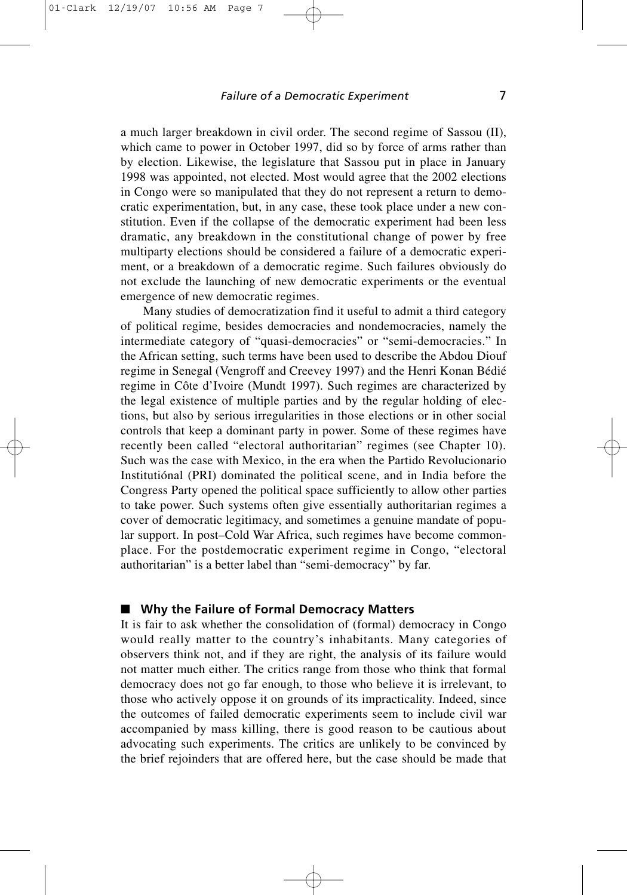a much larger breakdown in civil order. The second regime of Sassou (II), which came to power in October 1997, did so by force of arms rather than by election. Likewise, the legislature that Sassou put in place in January 1998 was appointed, not elected. Most would agree that the 2002 elections in Congo were so manipulated that they do not represent a return to democratic experimentation, but, in any case, these took place under a new constitution. Even if the collapse of the democratic experiment had been less dramatic, any breakdown in the constitutional change of power by free multiparty elections should be considered a failure of a democratic experiment, or a breakdown of a democratic regime. Such failures obviously do not exclude the launching of new democratic experiments or the eventual emergence of new democratic regimes.

Many studies of democratization find it useful to admit a third category of political regime, besides democracies and nondemocracies, namely the intermediate category of "quasi-democracies" or "semi-democracies." In the African setting, such terms have been used to describe the Abdou Diouf regime in Senegal (Vengroff and Creevey 1997) and the Henri Konan Bédié regime in Côte d'Ivoire (Mundt 1997). Such regimes are characterized by the legal existence of multiple parties and by the regular holding of elections, but also by serious irregularities in those elections or in other social controls that keep a dominant party in power. Some of these regimes have recently been called "electoral authoritarian" regimes (see Chapter 10). Such was the case with Mexico, in the era when the Partido Revolucionario Institutiónal (PRI) dominated the political scene, and in India before the Congress Party opened the political space sufficiently to allow other parties to take power. Such systems often give essentially authoritarian regimes a cover of democratic legitimacy, and sometimes a genuine mandate of popular support. In post–Cold War Africa, such regimes have become commonplace. For the postdemocratic experiment regime in Congo, "electoral authoritarian" is a better label than "semi-democracy" by far.

## ■ Why the Failure of Formal Democracy Matters

It is fair to ask whether the consolidation of (formal) democracy in Congo would really matter to the country's inhabitants. Many categories of observers think not, and if they are right, the analysis of its failure would not matter much either. The critics range from those who think that formal democracy does not go far enough, to those who believe it is irrelevant, to those who actively oppose it on grounds of its impracticality. Indeed, since the outcomes of failed democratic experiments seem to include civil war accompanied by mass killing, there is good reason to be cautious about advocating such experiments. The critics are unlikely to be convinced by the brief rejoinders that are offered here, but the case should be made that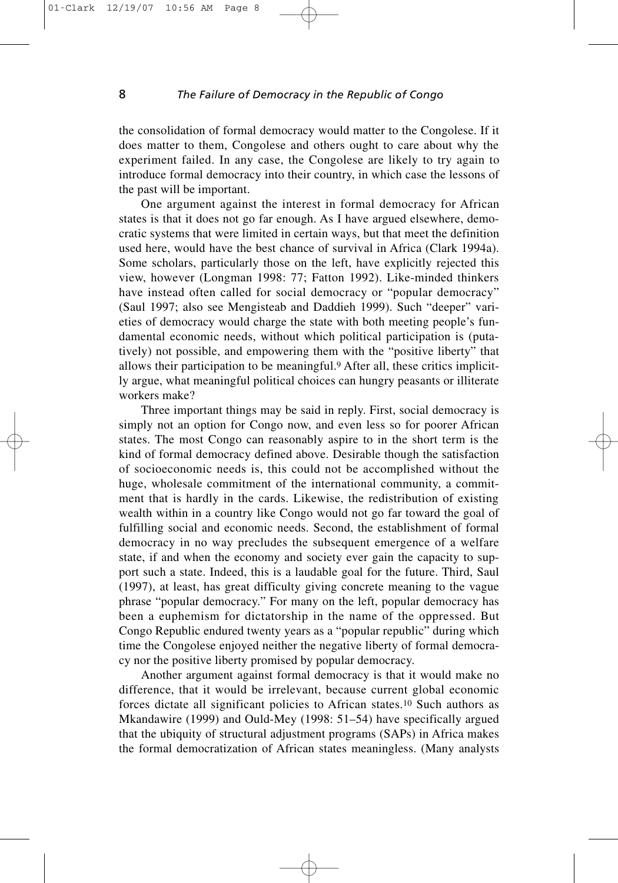the consolidation of formal democracy would matter to the Congolese. If it does matter to them, Congolese and others ought to care about why the experiment failed. In any case, the Congolese are likely to try again to introduce formal democracy into their country, in which case the lessons of the past will be important.

One argument against the interest in formal democracy for African states is that it does not go far enough. As I have argued elsewhere, democratic systems that were limited in certain ways, but that meet the definition used here, would have the best chance of survival in Africa (Clark 1994a). Some scholars, particularly those on the left, have explicitly rejected this view, however (Longman 1998: 77; Fatton 1992). Like-minded thinkers have instead often called for social democracy or "popular democracy" (Saul 1997; also see Mengisteab and Daddieh 1999). Such "deeper" varieties of democracy would charge the state with both meeting people's fundamental economic needs, without which political participation is (putatively) not possible, and empowering them with the "positive liberty" that allows their participation to be meaningful.[9] After all, these critics implicitly argue, what meaningful political choices can hungry peasants or illiterate workers make?

Three important things may be said in reply. First, social democracy is simply not an option for Congo now, and even less so for poorer African states. The most Congo can reasonably aspire to in the short term is the kind of formal democracy defined above. Desirable though the satisfaction of socioeconomic needs is, this could not be accomplished without the huge, wholesale commitment of the international community, a commitment that is hardly in the cards. Likewise, the redistribution of existing wealth within in a country like Congo would not go far toward the goal of fulfilling social and economic needs. Second, the establishment of formal democracy in no way precludes the subsequent emergence of a welfare state, if and when the economy and society ever gain the capacity to support such a state. Indeed, this is a laudable goal for the future. Third, Saul (1997), at least, has great difficulty giving concrete meaning to the vague phrase "popular democracy." For many on the left, popular democracy has been a euphemism for dictatorship in the name of the oppressed. But Congo Republic endured twenty years as a "popular republic" during which time the Congolese enjoyed neither the negative liberty of formal democracy nor the positive liberty promised by popular democracy.

Another argument against formal democracy is that it would make no difference, that it would be irrelevant, because current global economic forces dictate all significant policies to African states.[10] Such authors as Mkandawire (1999) and Ould-Mey (1998: 51–54) have specifically argued that the ubiquity of structural adjustment programs (SAPs) in Africa makes the formal democratization of African states meaningless. (Many analysts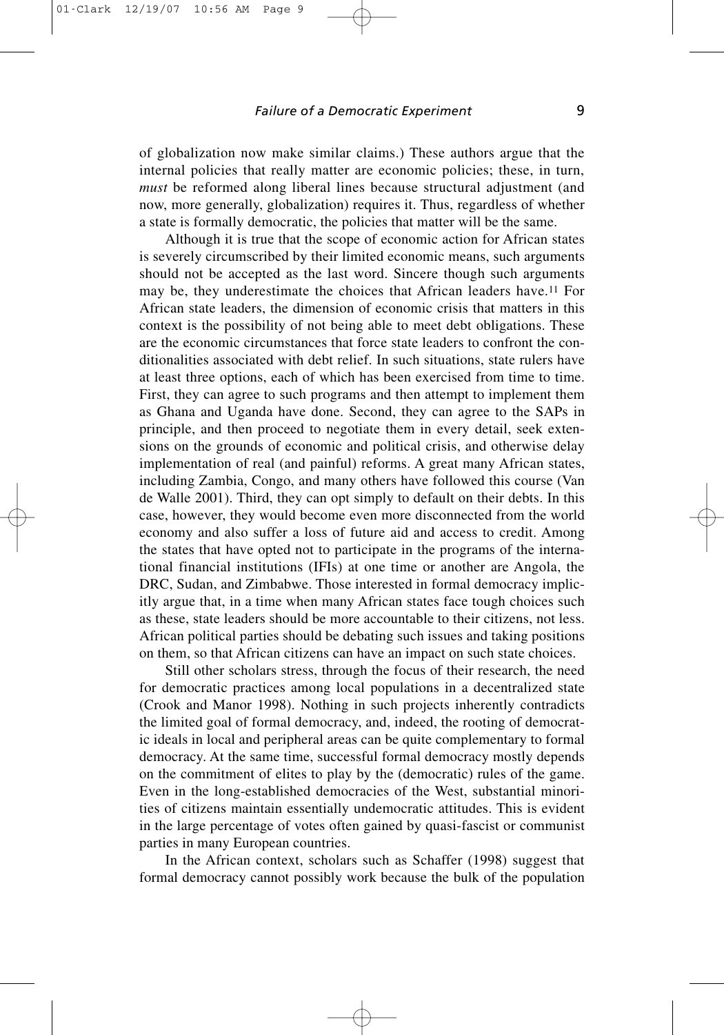of globalization now make similar claims.) These authors argue that the internal policies that really matter are economic policies; these, in turn, *must* be reformed along liberal lines because structural adjustment (and now, more generally, globalization) requires it. Thus, regardless of whether a state is formally democratic, the policies that matter will be the same.

Although it is true that the scope of economic action for African states is severely circumscribed by their limited economic means, such arguments should not be accepted as the last word. Sincere though such arguments may be, they underestimate the choices that African leaders have.[11] For African state leaders, the dimension of economic crisis that matters in this context is the possibility of not being able to meet debt obligations. These are the economic circumstances that force state leaders to confront the conditionalities associated with debt relief. In such situations, state rulers have at least three options, each of which has been exercised from time to time. First, they can agree to such programs and then attempt to implement them as Ghana and Uganda have done. Second, they can agree to the SAPs in principle, and then proceed to negotiate them in every detail, seek extensions on the grounds of economic and political crisis, and otherwise delay implementation of real (and painful) reforms. A great many African states, including Zambia, Congo, and many others have followed this course (Van de Walle 2001). Third, they can opt simply to default on their debts. In this case, however, they would become even more disconnected from the world economy and also suffer a loss of future aid and access to credit. Among the states that have opted not to participate in the programs of the international financial institutions (IFIs) at one time or another are Angola, the DRC, Sudan, and Zimbabwe. Those interested in formal democracy implicitly argue that, in a time when many African states face tough choices such as these, state leaders should be more accountable to their citizens, not less. African political parties should be debating such issues and taking positions on them, so that African citizens can have an impact on such state choices.

Still other scholars stress, through the focus of their research, the need for democratic practices among local populations in a decentralized state (Crook and Manor 1998). Nothing in such projects inherently contradicts the limited goal of formal democracy, and, indeed, the rooting of democratic ideals in local and peripheral areas can be quite complementary to formal democracy. At the same time, successful formal democracy mostly depends on the commitment of elites to play by the (democratic) rules of the game. Even in the long-established democracies of the West, substantial minorities of citizens maintain essentially undemocratic attitudes. This is evident in the large percentage of votes often gained by quasi-fascist or communist parties in many European countries.

In the African context, scholars such as Schaffer (1998) suggest that formal democracy cannot possibly work because the bulk of the population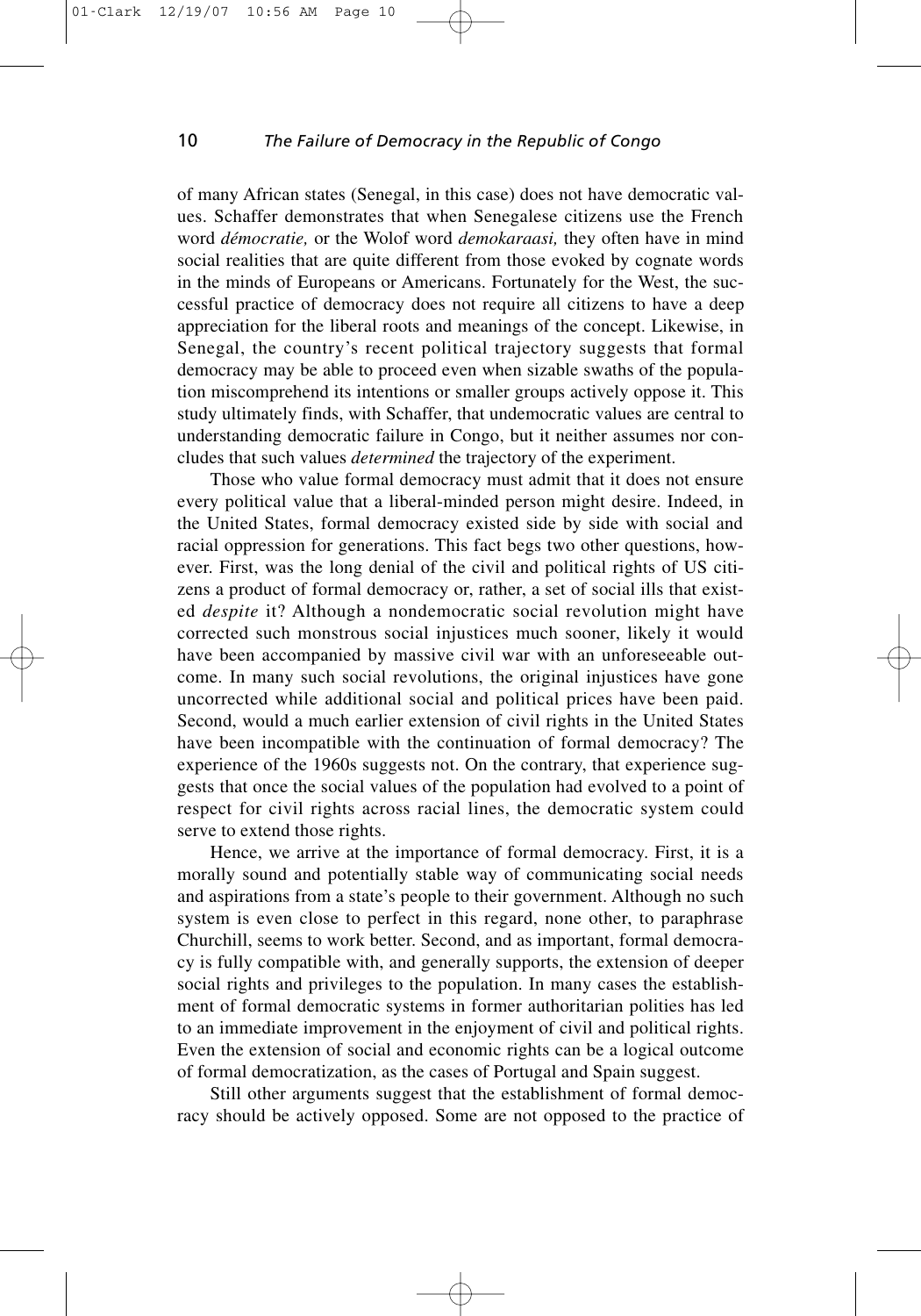of many African states (Senegal, in this case) does not have democratic values. Schaffer demonstrates that when Senegalese citizens use the French word *démocratie,* or the Wolof word *demokaraasi,* they often have in mind social realities that are quite different from those evoked by cognate words in the minds of Europeans or Americans. Fortunately for the West, the successful practice of democracy does not require all citizens to have a deep appreciation for the liberal roots and meanings of the concept. Likewise, in Senegal, the country's recent political trajectory suggests that formal democracy may be able to proceed even when sizable swaths of the population miscomprehend its intentions or smaller groups actively oppose it. This study ultimately finds, with Schaffer, that undemocratic values are central to understanding democratic failure in Congo, but it neither assumes nor concludes that such values *determined* the trajectory of the experiment.

Those who value formal democracy must admit that it does not ensure every political value that a liberal-minded person might desire. Indeed, in the United States, formal democracy existed side by side with social and racial oppression for generations. This fact begs two other questions, however. First, was the long denial of the civil and political rights of US citizens a product of formal democracy or, rather, a set of social ills that existed *despite* it? Although a nondemocratic social revolution might have corrected such monstrous social injustices much sooner, likely it would have been accompanied by massive civil war with an unforeseeable outcome. In many such social revolutions, the original injustices have gone uncorrected while additional social and political prices have been paid. Second, would a much earlier extension of civil rights in the United States have been incompatible with the continuation of formal democracy? The experience of the 1960s suggests not. On the contrary, that experience suggests that once the social values of the population had evolved to a point of respect for civil rights across racial lines, the democratic system could serve to extend those rights.

Hence, we arrive at the importance of formal democracy. First, it is a morally sound and potentially stable way of communicating social needs and aspirations from a state's people to their government. Although no such system is even close to perfect in this regard, none other, to paraphrase Churchill, seems to work better. Second, and as important, formal democracy is fully compatible with, and generally supports, the extension of deeper social rights and privileges to the population. In many cases the establishment of formal democratic systems in former authoritarian polities has led to an immediate improvement in the enjoyment of civil and political rights. Even the extension of social and economic rights can be a logical outcome of formal democratization, as the cases of Portugal and Spain suggest.

Still other arguments suggest that the establishment of formal democracy should be actively opposed. Some are not opposed to the practice of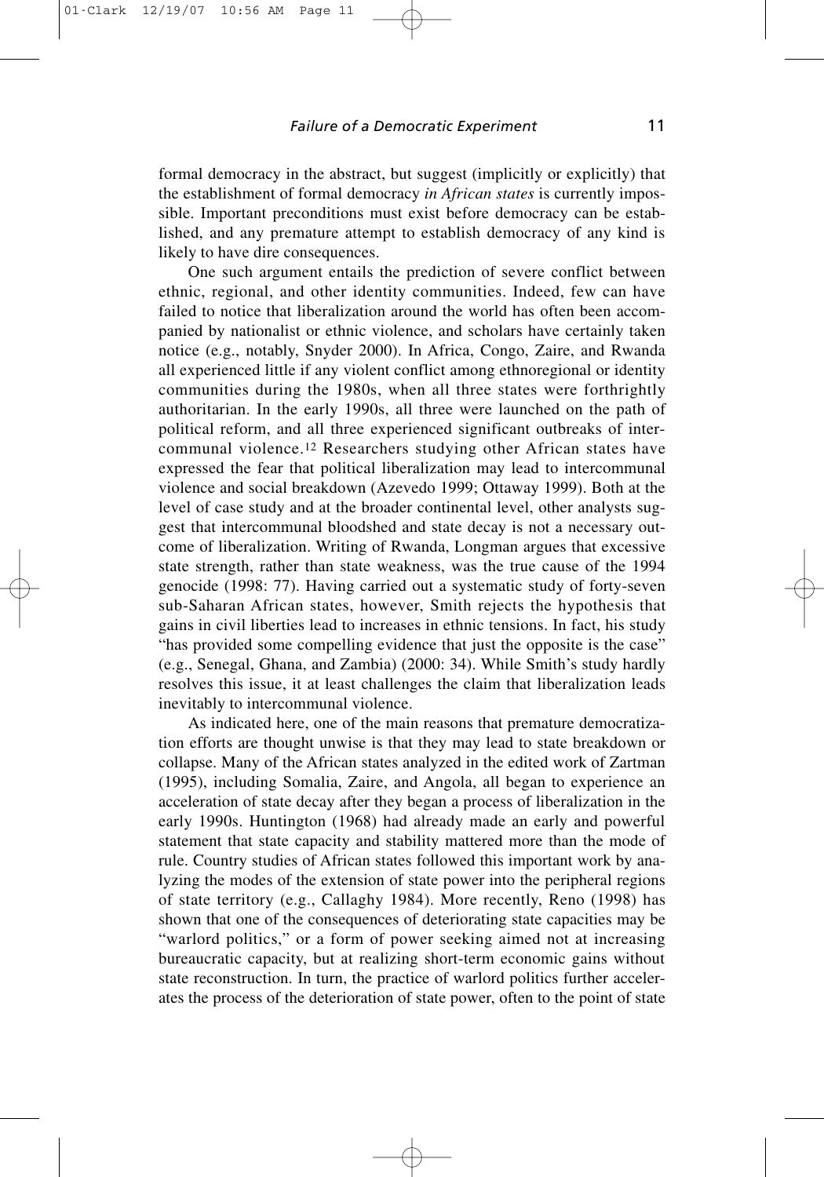formal democracy in the abstract, but suggest (implicitly or explicitly) that the establishment of formal democracy *in African states* is currently impossible. Important preconditions must exist before democracy can be established, and any premature attempt to establish democracy of any kind is likely to have dire consequences.

One such argument entails the prediction of severe conflict between ethnic, regional, and other identity communities. Indeed, few can have failed to notice that liberalization around the world has often been accompanied by nationalist or ethnic violence, and scholars have certainly taken notice (e.g., notably, Snyder 2000). In Africa, Congo, Zaire, and Rwanda all experienced little if any violent conflict among ethnoregional or identity communities during the 1980s, when all three states were forthrightly authoritarian. In the early 1990s, all three were launched on the path of political reform, and all three experienced significant outbreaks of intercommunal violence.[12] Researchers studying other African states have expressed the fear that political liberalization may lead to intercommunal violence and social breakdown (Azevedo 1999; Ottaway 1999). Both at the level of case study and at the broader continental level, other analysts suggest that intercommunal bloodshed and state decay is not a necessary outcome of liberalization. Writing of Rwanda, Longman argues that excessive state strength, rather than state weakness, was the true cause of the 1994 genocide (1998: 77). Having carried out a systematic study of forty-seven sub-Saharan African states, however, Smith rejects the hypothesis that gains in civil liberties lead to increases in ethnic tensions. In fact, his study "has provided some compelling evidence that just the opposite is the case" (e.g., Senegal, Ghana, and Zambia) (2000: 34). While Smith's study hardly resolves this issue, it at least challenges the claim that liberalization leads inevitably to intercommunal violence.

As indicated here, one of the main reasons that premature democratization efforts are thought unwise is that they may lead to state breakdown or collapse. Many of the African states analyzed in the edited work of Zartman (1995), including Somalia, Zaire, and Angola, all began to experience an acceleration of state decay after they began a process of liberalization in the early 1990s. Huntington (1968) had already made an early and powerful statement that state capacity and stability mattered more than the mode of rule. Country studies of African states followed this important work by analyzing the modes of the extension of state power into the peripheral regions of state territory (e.g., Callaghy 1984). More recently, Reno (1998) has shown that one of the consequences of deteriorating state capacities may be "warlord politics," or a form of power seeking aimed not at increasing bureaucratic capacity, but at realizing short-term economic gains without state reconstruction. In turn, the practice of warlord politics further accelerates the process of the deterioration of state power, often to the point of state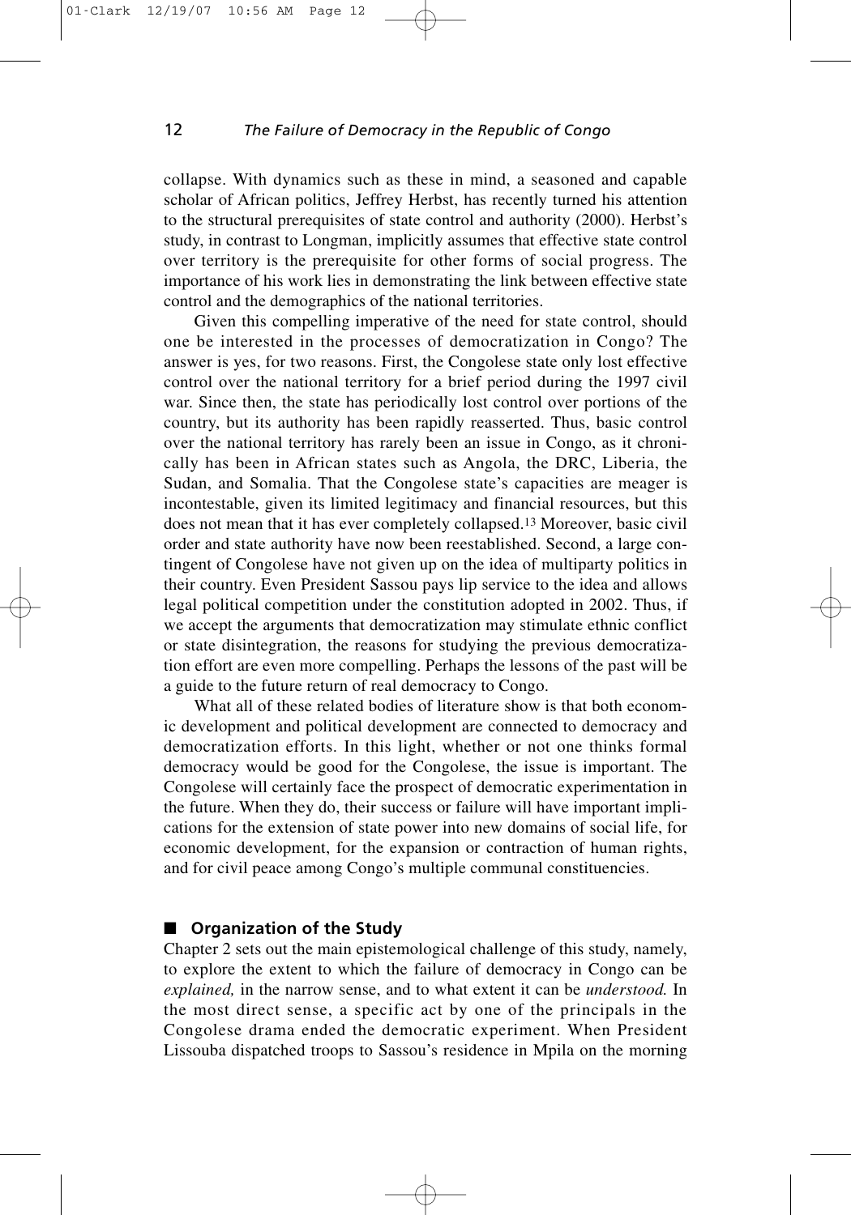collapse. With dynamics such as these in mind, a seasoned and capable scholar of African politics, Jeffrey Herbst, has recently turned his attention to the structural prerequisites of state control and authority (2000). Herbst's study, in contrast to Longman, implicitly assumes that effective state control over territory is the prerequisite for other forms of social progress. The importance of his work lies in demonstrating the link between effective state control and the demographics of the national territories.

Given this compelling imperative of the need for state control, should one be interested in the processes of democratization in Congo? The answer is yes, for two reasons. First, the Congolese state only lost effective control over the national territory for a brief period during the 1997 civil war. Since then, the state has periodically lost control over portions of the country, but its authority has been rapidly reasserted. Thus, basic control over the national territory has rarely been an issue in Congo, as it chronically has been in African states such as Angola, the DRC, Liberia, the Sudan, and Somalia. That the Congolese state's capacities are meager is incontestable, given its limited legitimacy and financial resources, but this does not mean that it has ever completely collapsed.[13] Moreover, basic civil order and state authority have now been reestablished. Second, a large contingent of Congolese have not given up on the idea of multiparty politics in their country. Even President Sassou pays lip service to the idea and allows legal political competition under the constitution adopted in 2002. Thus, if we accept the arguments that democratization may stimulate ethnic conflict or state disintegration, the reasons for studying the previous democratization effort are even more compelling. Perhaps the lessons of the past will be a guide to the future return of real democracy to Congo.

What all of these related bodies of literature show is that both economic development and political development are connected to democracy and democratization efforts. In this light, whether or not one thinks formal democracy would be good for the Congolese, the issue is important. The Congolese will certainly face the prospect of democratic experimentation in the future. When they do, their success or failure will have important implications for the extension of state power into new domains of social life, for economic development, for the expansion or contraction of human rights, and for civil peace among Congo's multiple communal constituencies.

## Organization of the Study

Chapter 2 sets out the main epistemological challenge of this study, namely, to explore the extent to which the failure of democracy in Congo can be *explained,* in the narrow sense, and to what extent it can be *understood.* In the most direct sense, a specific act by one of the principals in the Congolese drama ended the democratic experiment. When President Lissouba dispatched troops to Sassou's residence in Mpila on the morning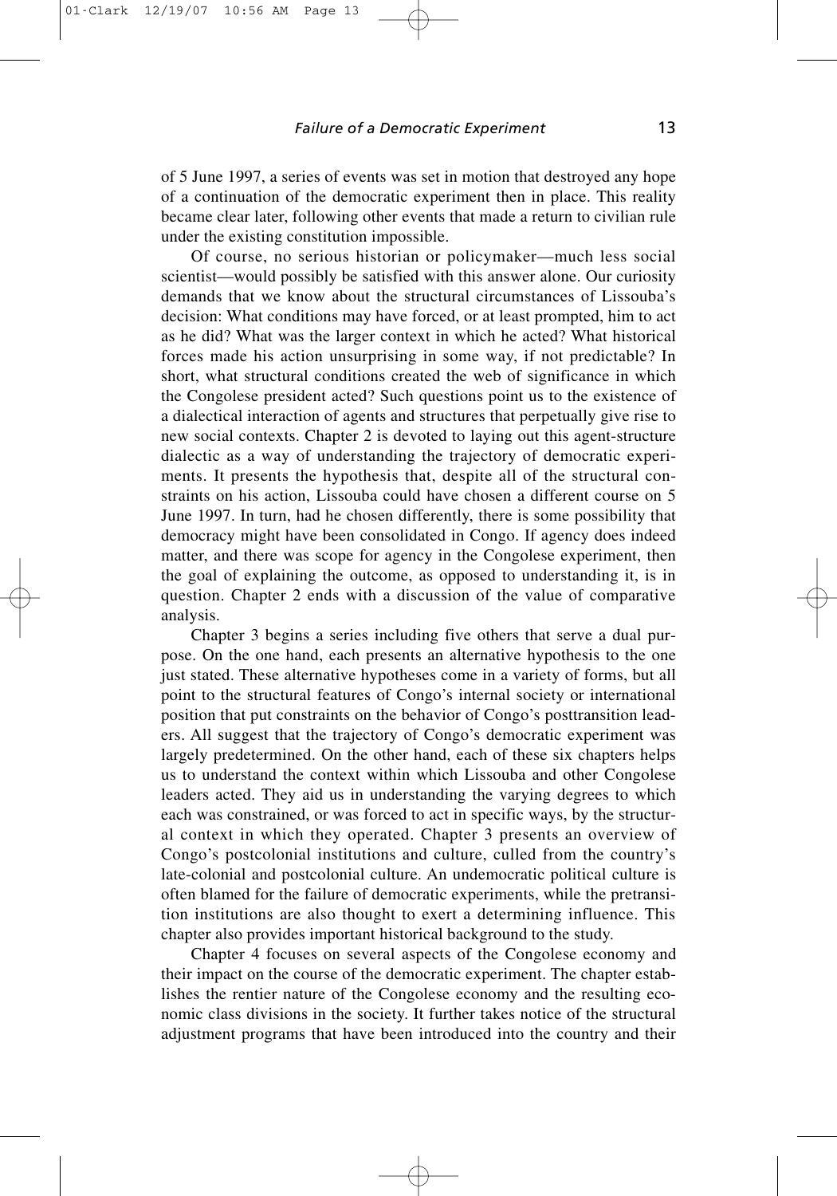of 5 June 1997, a series of events was set in motion that destroyed any hope of a continuation of the democratic experiment then in place. This reality became clear later, following other events that made a return to civilian rule under the existing constitution impossible.

Of course, no serious historian or policymaker—much less social scientist—would possibly be satisfied with this answer alone. Our curiosity demands that we know about the structural circumstances of Lissouba's decision: What conditions may have forced, or at least prompted, him to act as he did? What was the larger context in which he acted? What historical forces made his action unsurprising in some way, if not predictable? In short, what structural conditions created the web of significance in which the Congolese president acted? Such questions point us to the existence of a dialectical interaction of agents and structures that perpetually give rise to new social contexts. Chapter 2 is devoted to laying out this agent-structure dialectic as a way of understanding the trajectory of democratic experiments. It presents the hypothesis that, despite all of the structural constraints on his action, Lissouba could have chosen a different course on 5 June 1997. In turn, had he chosen differently, there is some possibility that democracy might have been consolidated in Congo. If agency does indeed matter, and there was scope for agency in the Congolese experiment, then the goal of explaining the outcome, as opposed to understanding it, is in question. Chapter 2 ends with a discussion of the value of comparative analysis.

Chapter 3 begins a series including five others that serve a dual purpose. On the one hand, each presents an alternative hypothesis to the one just stated. These alternative hypotheses come in a variety of forms, but all point to the structural features of Congo's internal society or international position that put constraints on the behavior of Congo's posttransition leaders. All suggest that the trajectory of Congo's democratic experiment was largely predetermined. On the other hand, each of these six chapters helps us to understand the context within which Lissouba and other Congolese leaders acted. They aid us in understanding the varying degrees to which each was constrained, or was forced to act in specific ways, by the structural context in which they operated. Chapter 3 presents an overview of Congo's postcolonial institutions and culture, culled from the country's late-colonial and postcolonial culture. An undemocratic political culture is often blamed for the failure of democratic experiments, while the pretransition institutions are also thought to exert a determining influence. This chapter also provides important historical background to the study.

Chapter 4 focuses on several aspects of the Congolese economy and their impact on the course of the democratic experiment. The chapter establishes the rentier nature of the Congolese economy and the resulting economic class divisions in the society. It further takes notice of the structural adjustment programs that have been introduced into the country and their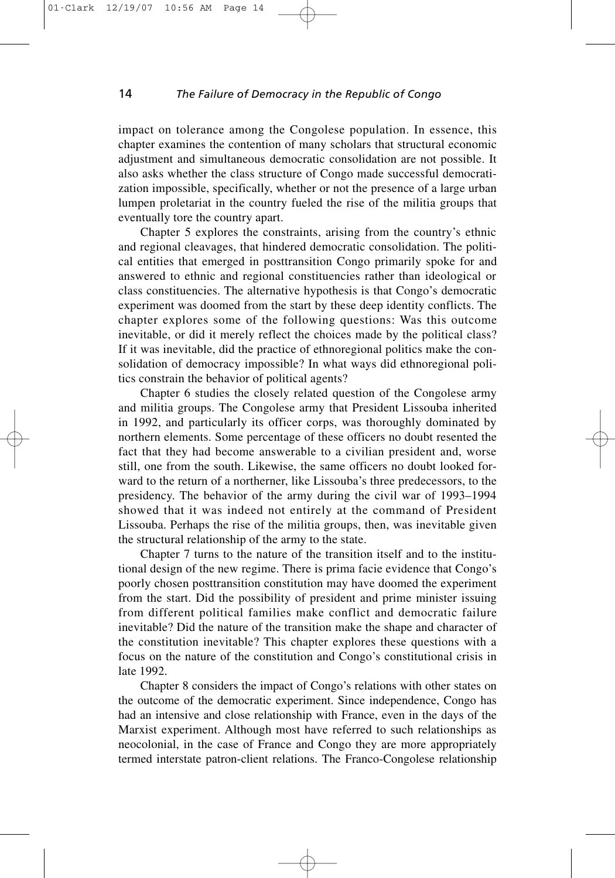impact on tolerance among the Congolese population. In essence, this chapter examines the contention of many scholars that structural economic adjustment and simultaneous democratic consolidation are not possible. It also asks whether the class structure of Congo made successful democratization impossible, specifically, whether or not the presence of a large urban lumpen proletariat in the country fueled the rise of the militia groups that eventually tore the country apart.

Chapter 5 explores the constraints, arising from the country's ethnic and regional cleavages, that hindered democratic consolidation. The political entities that emerged in posttransition Congo primarily spoke for and answered to ethnic and regional constituencies rather than ideological or class constituencies. The alternative hypothesis is that Congo's democratic experiment was doomed from the start by these deep identity conflicts. The chapter explores some of the following questions: Was this outcome inevitable, or did it merely reflect the choices made by the political class? If it was inevitable, did the practice of ethnoregional politics make the consolidation of democracy impossible? In what ways did ethnoregional politics constrain the behavior of political agents?

Chapter 6 studies the closely related question of the Congolese army and militia groups. The Congolese army that President Lissouba inherited in 1992, and particularly its officer corps, was thoroughly dominated by northern elements. Some percentage of these officers no doubt resented the fact that they had become answerable to a civilian president and, worse still, one from the south. Likewise, the same officers no doubt looked forward to the return of a northerner, like Lissouba's three predecessors, to the presidency. The behavior of the army during the civil war of 1993–1994 showed that it was indeed not entirely at the command of President Lissouba. Perhaps the rise of the militia groups, then, was inevitable given the structural relationship of the army to the state.

Chapter 7 turns to the nature of the transition itself and to the institutional design of the new regime. There is prima facie evidence that Congo's poorly chosen posttransition constitution may have doomed the experiment from the start. Did the possibility of president and prime minister issuing from different political families make conflict and democratic failure inevitable? Did the nature of the transition make the shape and character of the constitution inevitable? This chapter explores these questions with a focus on the nature of the constitution and Congo's constitutional crisis in late 1992.

Chapter 8 considers the impact of Congo's relations with other states on the outcome of the democratic experiment. Since independence, Congo has had an intensive and close relationship with France, even in the days of the Marxist experiment. Although most have referred to such relationships as neocolonial, in the case of France and Congo they are more appropriately termed interstate patron-client relations. The Franco-Congolese relationship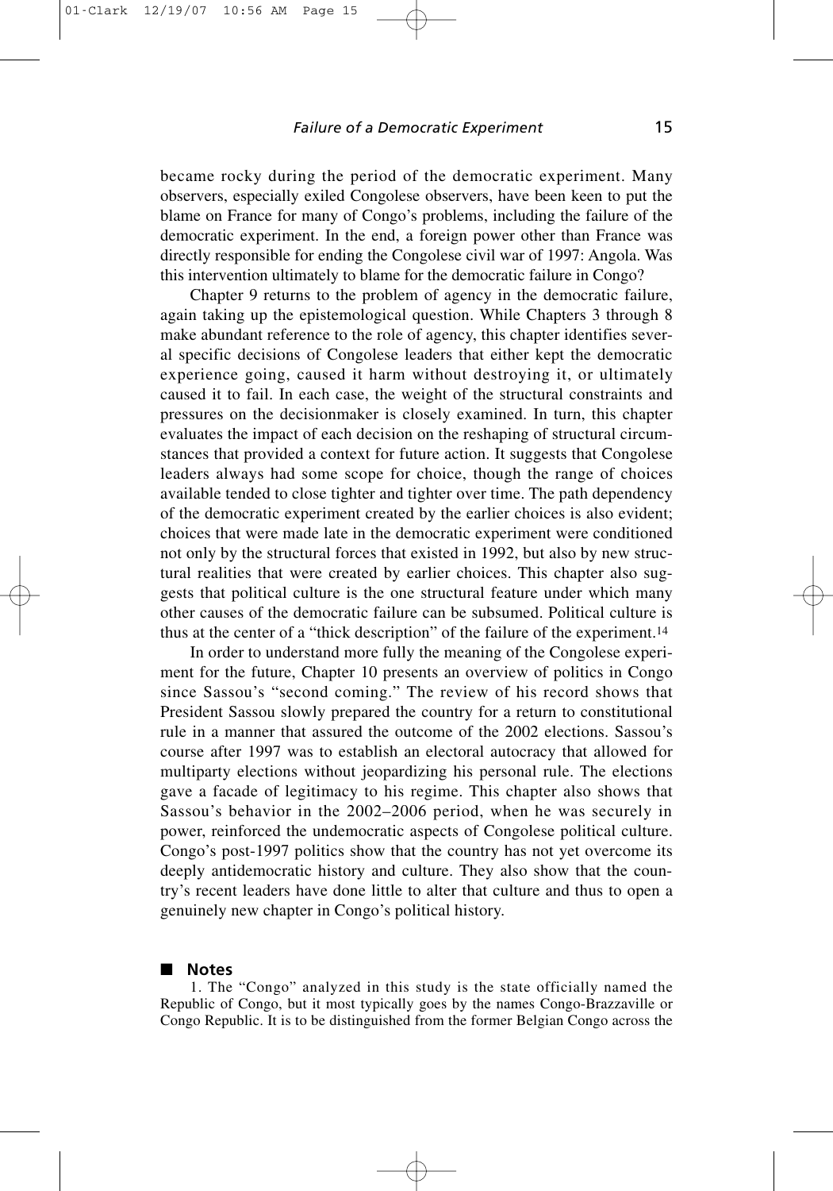became rocky during the period of the democratic experiment. Many observers, especially exiled Congolese observers, have been keen to put the blame on France for many of Congo's problems, including the failure of the democratic experiment. In the end, a foreign power other than France was directly responsible for ending the Congolese civil war of 1997: Angola. Was this intervention ultimately to blame for the democratic failure in Congo?

Chapter 9 returns to the problem of agency in the democratic failure, again taking up the epistemological question. While Chapters 3 through 8 make abundant reference to the role of agency, this chapter identifies several specific decisions of Congolese leaders that either kept the democratic experience going, caused it harm without destroying it, or ultimately caused it to fail. In each case, the weight of the structural constraints and pressures on the decisionmaker is closely examined. In turn, this chapter evaluates the impact of each decision on the reshaping of structural circumstances that provided a context for future action. It suggests that Congolese leaders always had some scope for choice, though the range of choices available tended to close tighter and tighter over time. The path dependency of the democratic experiment created by the earlier choices is also evident; choices that were made late in the democratic experiment were conditioned not only by the structural forces that existed in 1992, but also by new structural realities that were created by earlier choices. This chapter also suggests that political culture is the one structural feature under which many other causes of the democratic failure can be subsumed. Political culture is thus at the center of a "thick description" of the failure of the experiment.[14]

In order to understand more fully the meaning of the Congolese experiment for the future, Chapter 10 presents an overview of politics in Congo since Sassou's "second coming." The review of his record shows that President Sassou slowly prepared the country for a return to constitutional rule in a manner that assured the outcome of the 2002 elections. Sassou's course after 1997 was to establish an electoral autocracy that allowed for multiparty elections without jeopardizing his personal rule. The elections gave a facade of legitimacy to his regime. This chapter also shows that Sassou's behavior in the 2002–2006 period, when he was securely in power, reinforced the undemocratic aspects of Congolese political culture. Congo's post-1997 politics show that the country has not yet overcome its deeply antidemocratic history and culture. They also show that the country's recent leaders have done little to alter that culture and thus to open a genuinely new chapter in Congo's political history.

## Notes

1. The "Congo" analyzed in this study is the state officially named the Republic of Congo, but it most typically goes by the names Congo-Brazzaville or Congo Republic. It is to be distinguished from the former Belgian Congo across the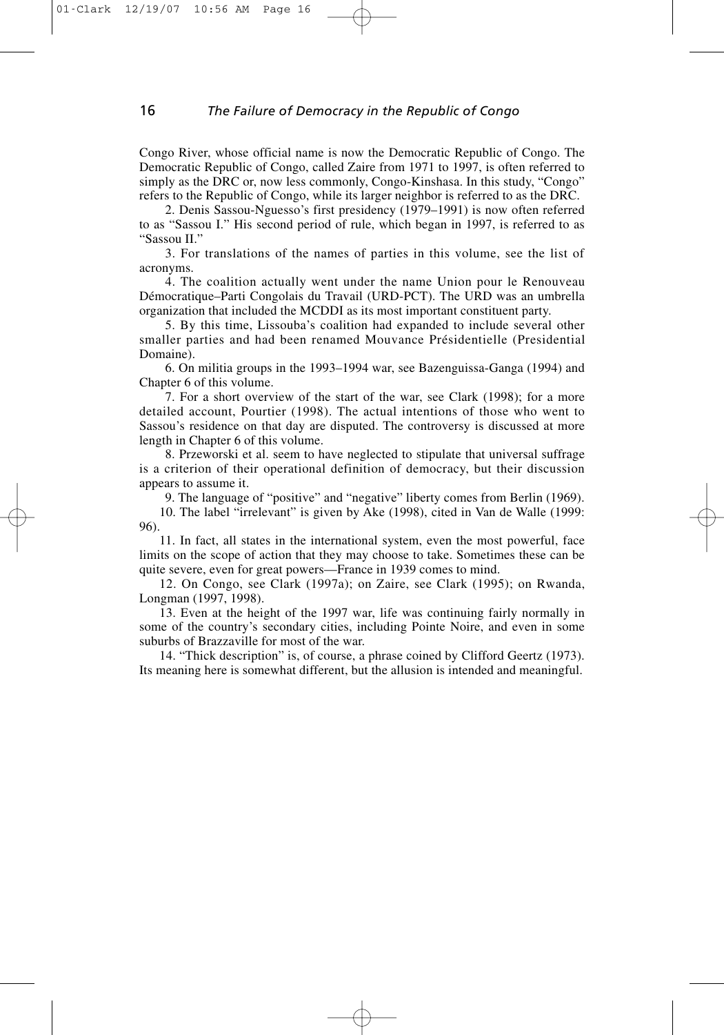Congo River, whose official name is now the Democratic Republic of Congo. The Democratic Republic of Congo, called Zaire from 1971 to 1997, is often referred to simply as the DRC or, now less commonly, Congo-Kinshasa. In this study, "Congo" refers to the Republic of Congo, while its larger neighbor is referred to as the DRC.

2. Denis Sassou-Nguesso's first presidency (1979–1991) is now often referred to as "Sassou I." His second period of rule, which began in 1997, is referred to as "Sassou II."

3. For translations of the names of parties in this volume, see the list of acronyms.

4. The coalition actually went under the name Union pour le Renouveau Démocratique–Parti Congolais du Travail (URD-PCT). The URD was an umbrella organization that included the MCDDI as its most important constituent party.

5. By this time, Lissouba's coalition had expanded to include several other smaller parties and had been renamed Mouvance Présidentielle (Presidential Domaine).

6. On militia groups in the 1993–1994 war, see Bazenguissa-Ganga (1994) and Chapter 6 of this volume.

7. For a short overview of the start of the war, see Clark (1998); for a more detailed account, Pourtier (1998). The actual intentions of those who went to Sassou's residence on that day are disputed. The controversy is discussed at more length in Chapter 6 of this volume.

8. Przeworski et al. seem to have neglected to stipulate that universal suffrage is a criterion of their operational definition of democracy, but their discussion appears to assume it.

9. The language of "positive" and "negative" liberty comes from Berlin (1969).

10. The label "irrelevant" is given by Ake (1998), cited in Van de Walle (1999: 96).

11. In fact, all states in the international system, even the most powerful, face limits on the scope of action that they may choose to take. Sometimes these can be quite severe, even for great powers—France in 1939 comes to mind.

12. On Congo, see Clark (1997a); on Zaire, see Clark (1995); on Rwanda, Longman (1997, 1998).

13. Even at the height of the 1997 war, life was continuing fairly normally in some of the country's secondary cities, including Pointe Noire, and even in some suburbs of Brazzaville for most of the war.

14. "Thick description" is, of course, a phrase coined by Clifford Geertz (1973). Its meaning here is somewhat different, but the allusion is intended and meaningful.